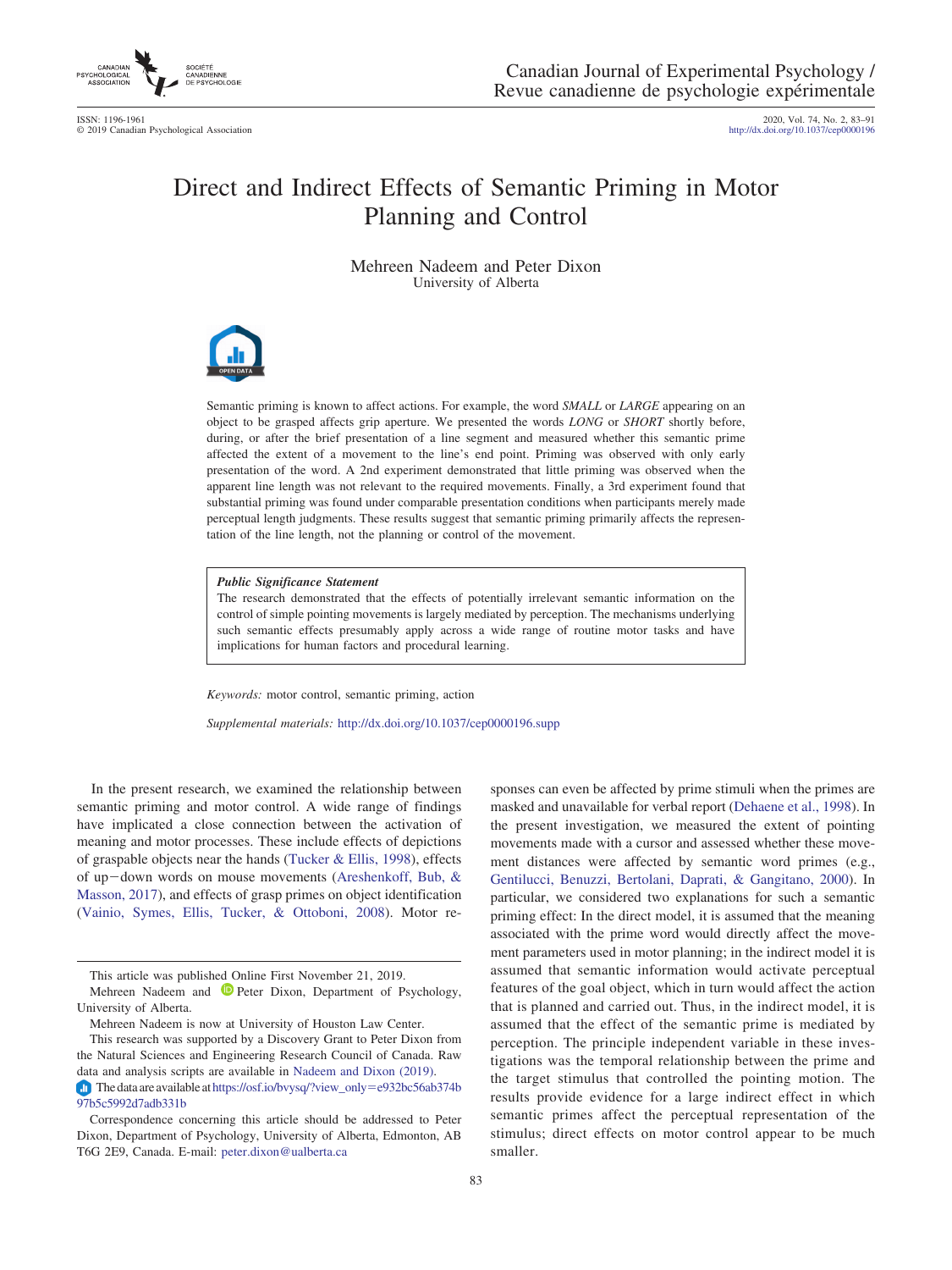# Direct and Indirect Effects of Semantic Priming in Motor Planning and Control

Mehreen Nadeem and Peter Dixon
University of Alberta

Semantic priming is known to affect actions. For example, the word *SMALL* or *LARGE* appearing on an object to be grasped affects grip aperture. We presented the words *LONG* or *SHORT* shortly before, during, or after the brief presentation of a line segment and measured whether this semantic prime affected the extent of a movement to the line's end point. Priming was observed with only early presentation of the word. A 2nd experiment demonstrated that little priming was observed when the apparent line length was not relevant to the required movements. Finally, a 3rd experiment found that substantial priming was found under comparable presentation conditions when participants merely made perceptual length judgments. These results suggest that semantic priming primarily affects the representation of the line length, not the planning or control of the movement.

> ***Public Significance Statement***
> The research demonstrated that the effects of potentially irrelevant semantic information on the control of simple pointing movements is largely mediated by perception. The mechanisms underlying such semantic effects presumably apply across a wide range of routine motor tasks and have implications for human factors and procedural learning.

*Keywords:* motor control, semantic priming, action

*Supplemental materials:* http://dx.doi.org/10.1037/cep0000196.supp

In the present research, we examined the relationship between semantic priming and motor control. A wide range of findings have implicated a close connection between the activation of meaning and motor processes. These include effects of depictions of graspable objects near the hands (Tucker & Ellis, 1998), effects of up−down words on mouse movements (Areshenkoff, Bub, & Masson, 2017), and effects of grasp primes on object identification (Vainio, Symes, Ellis, Tucker, & Ottoboni, 2008). Motor responses can even be affected by prime stimuli when the primes are masked and unavailable for verbal report (Dehaene et al., 1998). In the present investigation, we measured the extent of pointing movements made with a cursor and assessed whether these movement distances were affected by semantic word primes (e.g., Gentilucci, Benuzzi, Bertolani, Daprati, & Gangitano, 2000). In particular, we considered two explanations for such a semantic priming effect: In the direct model, it is assumed that the meaning associated with the prime word would directly affect the movement parameters used in motor planning; in the indirect model it is assumed that semantic information would activate perceptual features of the goal object, which in turn would affect the action that is planned and carried out. Thus, in the indirect model, it is assumed that the effect of the semantic prime is mediated by perception. The principle independent variable in these investigations was the temporal relationship between the prime and the target stimulus that controlled the pointing motion. The results provide evidence for a large indirect effect in which semantic primes affect the perceptual representation of the stimulus; direct effects on motor control appear to be much smaller.

---

This article was published Online First November 21, 2019.

Mehreen Nadeem and Peter Dixon, Department of Psychology, University of Alberta.

Mehreen Nadeem is now at University of Houston Law Center.

This research was supported by a Discovery Grant to Peter Dixon from the Natural Sciences and Engineering Research Council of Canada. Raw data and analysis scripts are available in Nadeem and Dixon (2019).

The data are available at https://osf.io/bvysq/?view_only=e932bc56ab374b97b5c5992d7adb331b

Correspondence concerning this article should be addressed to Peter Dixon, Department of Psychology, University of Alberta, Edmonton, AB T6G 2E9, Canada. E-mail: peter.dixon@ualberta.ca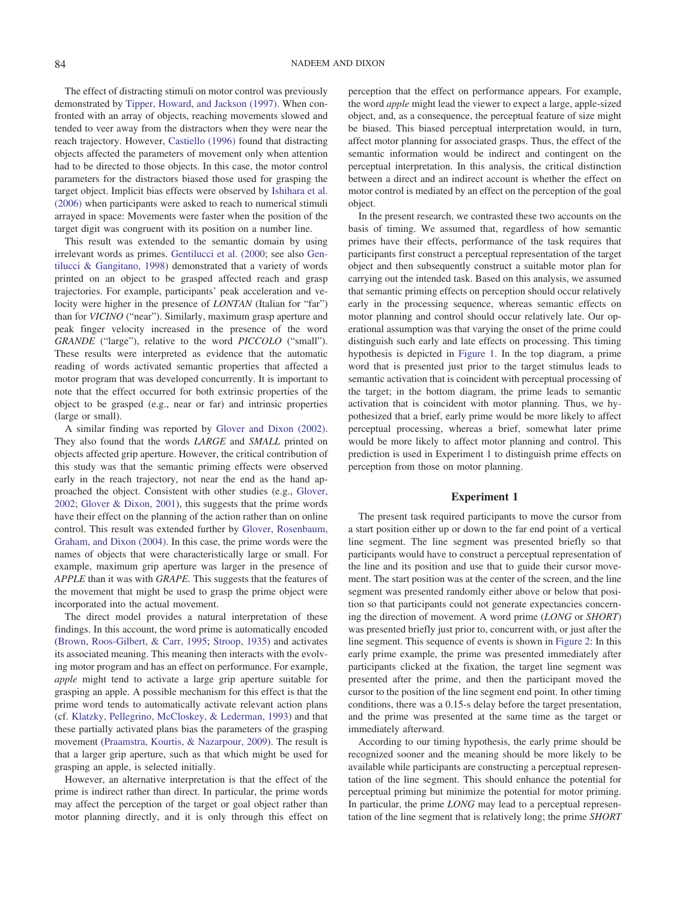The effect of distracting stimuli on motor control was previously demonstrated by Tipper, Howard, and Jackson (1997). When confronted with an array of objects, reaching movements slowed and tended to veer away from the distractors when they were near the reach trajectory. However, Castiello (1996) found that distracting objects affected the parameters of movement only when attention had to be directed to those objects. In this case, the motor control parameters for the distractors biased those used for grasping the target object. Implicit bias effects were observed by Ishihara et al. (2006) when participants were asked to reach to numerical stimuli arrayed in space: Movements were faster when the position of the target digit was congruent with its position on a number line.

This result was extended to the semantic domain by using irrelevant words as primes. Gentilucci et al. (2000; see also Gentilucci & Gangitano, 1998) demonstrated that a variety of words printed on an object to be grasped affected reach and grasp trajectories. For example, participants' peak acceleration and velocity were higher in the presence of *LONTAN* (Italian for "far") than for *VICINO* ("near"). Similarly, maximum grasp aperture and peak finger velocity increased in the presence of the word *GRANDE* ("large"), relative to the word *PICCOLO* ("small"). These results were interpreted as evidence that the automatic reading of words activated semantic properties that affected a motor program that was developed concurrently. It is important to note that the effect occurred for both extrinsic properties of the object to be grasped (e.g., near or far) and intrinsic properties (large or small).

A similar finding was reported by Glover and Dixon (2002). They also found that the words *LARGE* and *SMALL* printed on objects affected grip aperture. However, the critical contribution of this study was that the semantic priming effects were observed early in the reach trajectory, not near the end as the hand approached the object. Consistent with other studies (e.g., Glover, 2002; Glover & Dixon, 2001), this suggests that the prime words have their effect on the planning of the action rather than on online control. This result was extended further by Glover, Rosenbaum, Graham, and Dixon (2004). In this case, the prime words were the names of objects that were characteristically large or small. For example, maximum grip aperture was larger in the presence of *APPLE* than it was with *GRAPE.* This suggests that the features of the movement that might be used to grasp the prime object were incorporated into the actual movement.

The direct model provides a natural interpretation of these findings. In this account, the word prime is automatically encoded (Brown, Roos-Gilbert, & Carr, 1995; Stroop, 1935) and activates its associated meaning. This meaning then interacts with the evolving motor program and has an effect on performance. For example, *apple* might tend to activate a large grip aperture suitable for grasping an apple. A possible mechanism for this effect is that the prime word tends to automatically activate relevant action plans (cf. Klatzky, Pellegrino, McCloskey, & Lederman, 1993) and that these partially activated plans bias the parameters of the grasping movement (Praamstra, Kourtis, & Nazarpour, 2009). The result is that a larger grip aperture, such as that which might be used for grasping an apple, is selected initially.

However, an alternative interpretation is that the effect of the prime is indirect rather than direct. In particular, the prime words may affect the perception of the target or goal object rather than motor planning directly, and it is only through this effect on perception that the effect on performance appears. For example, the word *apple* might lead the viewer to expect a large, apple-sized object, and, as a consequence, the perceptual feature of size might be biased. This biased perceptual interpretation would, in turn, affect motor planning for associated grasps. Thus, the effect of the semantic information would be indirect and contingent on the perceptual interpretation. In this analysis, the critical distinction between a direct and an indirect account is whether the effect on motor control is mediated by an effect on the perception of the goal object.

In the present research, we contrasted these two accounts on the basis of timing. We assumed that, regardless of how semantic primes have their effects, performance of the task requires that participants first construct a perceptual representation of the target object and then subsequently construct a suitable motor plan for carrying out the intended task. Based on this analysis, we assumed that semantic priming effects on perception should occur relatively early in the processing sequence, whereas semantic effects on motor planning and control should occur relatively late. Our operational assumption was that varying the onset of the prime could distinguish such early and late effects on processing. This timing hypothesis is depicted in Figure 1. In the top diagram, a prime word that is presented just prior to the target stimulus leads to semantic activation that is coincident with perceptual processing of the target; in the bottom diagram, the prime leads to semantic activation that is coincident with motor planning. Thus, we hypothesized that a brief, early prime would be more likely to affect perceptual processing, whereas a brief, somewhat later prime would be more likely to affect motor planning and control. This prediction is used in Experiment 1 to distinguish prime effects on perception from those on motor planning.

## Experiment 1

The present task required participants to move the cursor from a start position either up or down to the far end point of a vertical line segment. The line segment was presented briefly so that participants would have to construct a perceptual representation of the line and its position and use that to guide their cursor movement. The start position was at the center of the screen, and the line segment was presented randomly either above or below that position so that participants could not generate expectancies concerning the direction of movement. A word prime (*LONG* or *SHORT*) was presented briefly just prior to, concurrent with, or just after the line segment. This sequence of events is shown in Figure 2: In this early prime example, the prime was presented immediately after participants clicked at the fixation, the target line segment was presented after the prime, and then the participant moved the cursor to the position of the line segment end point. In other timing conditions, there was a 0.15-s delay before the target presentation, and the prime was presented at the same time as the target or immediately afterward.

According to our timing hypothesis, the early prime should be recognized sooner and the meaning should be more likely to be available while participants are constructing a perceptual representation of the line segment. This should enhance the potential for perceptual priming but minimize the potential for motor priming. In particular, the prime *LONG* may lead to a perceptual representation of the line segment that is relatively long; the prime *SHORT*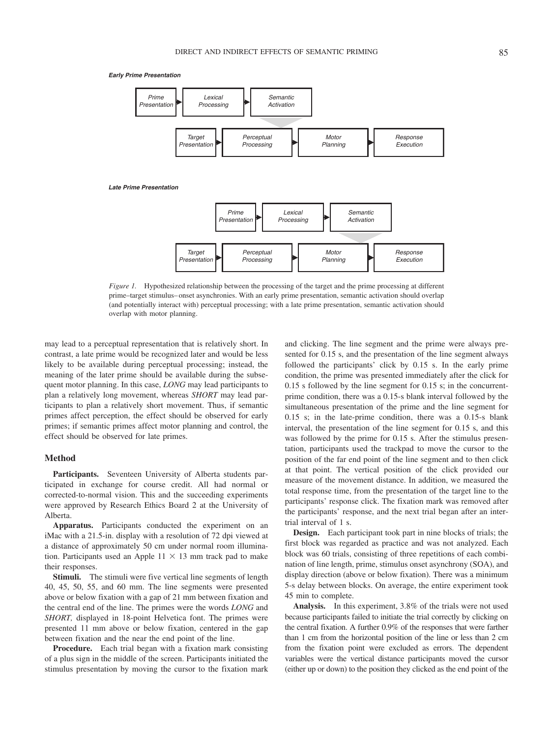**Early Prime Presentation**

Prime Presentation → Lexical Processing → Semantic Activation

Target Presentation → Perceptual Processing → Motor Planning → Response Execution

**Late Prime Presentation**

Prime Presentation → Lexical Processing → Semantic Activation

Target Presentation → Perceptual Processing → Motor Planning → Response Execution

*Figure 1.* Hypothesized relationship between the processing of the target and the prime processing at different prime–target stimulus–onset asynchronies. With an early prime presentation, semantic activation should overlap (and potentially interact with) perceptual processing; with a late prime presentation, semantic activation should overlap with motor planning.

may lead to a perceptual representation that is relatively short. In contrast, a late prime would be recognized later and would be less likely to be available during perceptual processing; instead, the meaning of the later prime should be available during the subsequent motor planning. In this case, *LONG* may lead participants to plan a relatively long movement, whereas *SHORT* may lead participants to plan a relatively short movement. Thus, if semantic primes affect perception, the effect should be observed for early primes; if semantic primes affect motor planning and control, the effect should be observed for late primes.

## Method

**Participants.** Seventeen University of Alberta students participated in exchange for course credit. All had normal or corrected-to-normal vision. This and the succeeding experiments were approved by Research Ethics Board 2 at the University of Alberta.

**Apparatus.** Participants conducted the experiment on an iMac with a 21.5-in. display with a resolution of 72 dpi viewed at a distance of approximately 50 cm under normal room illumination. Participants used an Apple 11 × 13 mm track pad to make their responses.

**Stimuli.** The stimuli were five vertical line segments of length 40, 45, 50, 55, and 60 mm. The line segments were presented above or below fixation with a gap of 21 mm between fixation and the central end of the line. The primes were the words *LONG* and *SHORT,* displayed in 18-point Helvetica font. The primes were presented 11 mm above or below fixation, centered in the gap between fixation and the near the end point of the line.

**Procedure.** Each trial began with a fixation mark consisting of a plus sign in the middle of the screen. Participants initiated the stimulus presentation by moving the cursor to the fixation mark and clicking. The line segment and the prime were always presented for 0.15 s, and the presentation of the line segment always followed the participants' click by 0.15 s. In the early prime condition, the prime was presented immediately after the click for 0.15 s followed by the line segment for 0.15 s; in the concurrent-prime condition, there was a 0.15-s blank interval followed by the simultaneous presentation of the prime and the line segment for 0.15 s; in the late-prime condition, there was a 0.15-s blank interval, the presentation of the line segment for 0.15 s, and this was followed by the prime for 0.15 s. After the stimulus presentation, participants used the trackpad to move the cursor to the position of the far end point of the line segment and to then click at that point. The vertical position of the click provided our measure of the movement distance. In addition, we measured the total response time, from the presentation of the target line to the participants' response click. The fixation mark was removed after the participants' response, and the next trial began after an intertrial interval of 1 s.

**Design.** Each participant took part in nine blocks of trials; the first block was regarded as practice and was not analyzed. Each block was 60 trials, consisting of three repetitions of each combination of line length, prime, stimulus onset asynchrony (SOA), and display direction (above or below fixation). There was a minimum 5-s delay between blocks. On average, the entire experiment took 45 min to complete.

**Analysis.** In this experiment, 3.8% of the trials were not used because participants failed to initiate the trial correctly by clicking on the central fixation. A further 0.9% of the responses that were farther than 1 cm from the horizontal position of the line or less than 2 cm from the fixation point were excluded as errors. The dependent variables were the vertical distance participants moved the cursor (either up or down) to the position they clicked as the end point of the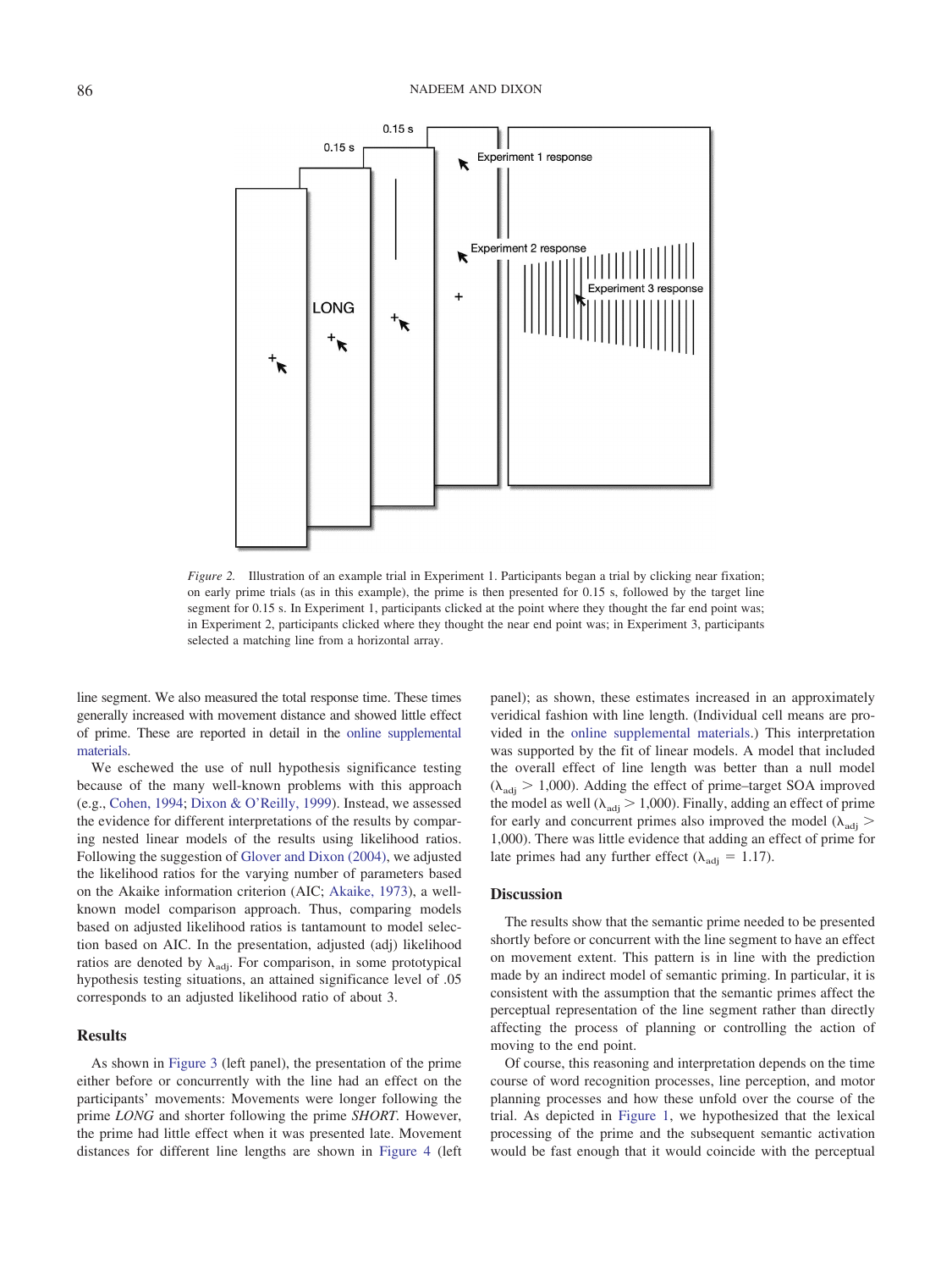*Figure 2.* Illustration of an example trial in Experiment 1. Participants began a trial by clicking near fixation; on early prime trials (as in this example), the prime is then presented for 0.15 s, followed by the target line segment for 0.15 s. In Experiment 1, participants clicked at the point where they thought the far end point was; in Experiment 2, participants clicked where they thought the near end point was; in Experiment 3, participants selected a matching line from a horizontal array.

line segment. We also measured the total response time. These times generally increased with movement distance and showed little effect of prime. These are reported in detail in the online supplemental materials.

We eschewed the use of null hypothesis significance testing because of the many well-known problems with this approach (e.g., Cohen, 1994; Dixon & O'Reilly, 1999). Instead, we assessed the evidence for different interpretations of the results by comparing nested linear models of the results using likelihood ratios. Following the suggestion of Glover and Dixon (2004), we adjusted the likelihood ratios for the varying number of parameters based on the Akaike information criterion (AIC; Akaike, 1973), a well-known model comparison approach. Thus, comparing models based on adjusted likelihood ratios is tantamount to model selection based on AIC. In the presentation, adjusted (adj) likelihood ratios are denoted by $\lambda_{adj}$. For comparison, in some prototypical hypothesis testing situations, an attained significance level of .05 corresponds to an adjusted likelihood ratio of about 3.

## Results

As shown in Figure 3 (left panel), the presentation of the prime either before or concurrently with the line had an effect on the participants' movements: Movements were longer following the prime *LONG* and shorter following the prime *SHORT*. However, the prime had little effect when it was presented late. Movement distances for different line lengths are shown in Figure 4 (left panel); as shown, these estimates increased in an approximately veridical fashion with line length. (Individual cell means are provided in the online supplemental materials.) This interpretation was supported by the fit of linear models. A model that included the overall effect of line length was better than a null model ($\lambda_{adj} > 1{,}000$). Adding the effect of prime–target SOA improved the model as well ($\lambda_{adj} > 1{,}000$). Finally, adding an effect of prime for early and concurrent primes also improved the model ($\lambda_{adj} > 1{,}000$). There was little evidence that adding an effect of prime for late primes had any further effect ($\lambda_{adj} = 1.17$).

## Discussion

The results show that the semantic prime needed to be presented shortly before or concurrent with the line segment to have an effect on movement extent. This pattern is in line with the prediction made by an indirect model of semantic priming. In particular, it is consistent with the assumption that the semantic primes affect the perceptual representation of the line segment rather than directly affecting the process of planning or controlling the action of moving to the end point.

Of course, this reasoning and interpretation depends on the time course of word recognition processes, line perception, and motor planning processes and how these unfold over the course of the trial. As depicted in Figure 1, we hypothesized that the lexical processing of the prime and the subsequent semantic activation would be fast enough that it would coincide with the perceptual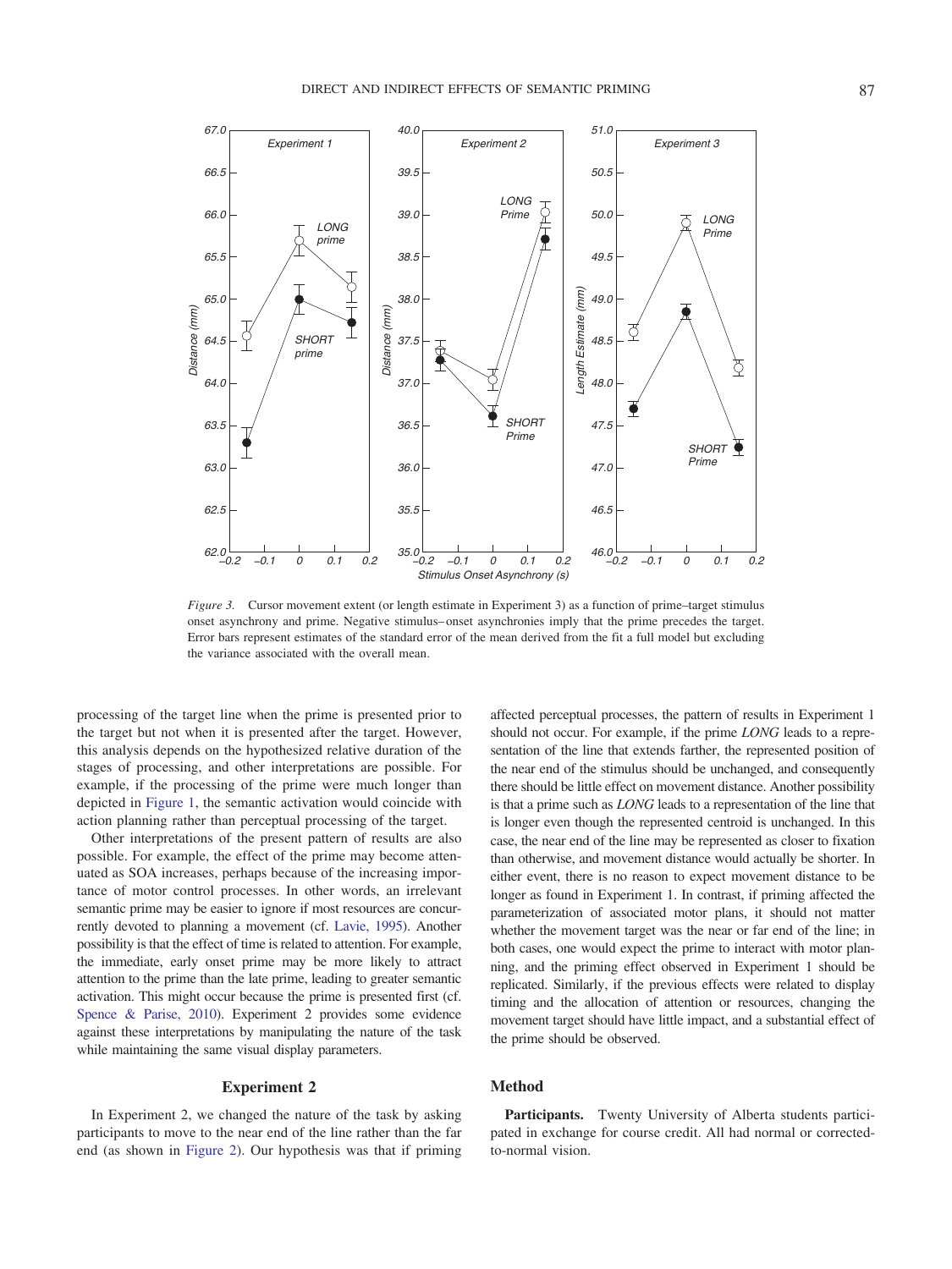*Figure 3.* Cursor movement extent (or length estimate in Experiment 3) as a function of prime–target stimulus onset asynchrony and prime. Negative stimulus–onset asynchronies imply that the prime precedes the target. Error bars represent estimates of the standard error of the mean derived from the fit a full model but excluding the variance associated with the overall mean.

processing of the target line when the prime is presented prior to the target but not when it is presented after the target. However, this analysis depends on the hypothesized relative duration of the stages of processing, and other interpretations are possible. For example, if the processing of the prime were much longer than depicted in Figure 1, the semantic activation would coincide with action planning rather than perceptual processing of the target.

Other interpretations of the present pattern of results are also possible. For example, the effect of the prime may become attenuated as SOA increases, perhaps because of the increasing importance of motor control processes. In other words, an irrelevant semantic prime may be easier to ignore if most resources are concurrently devoted to planning a movement (cf. Lavie, 1995). Another possibility is that the effect of time is related to attention. For example, the immediate, early onset prime may be more likely to attract attention to the prime than the late prime, leading to greater semantic activation. This might occur because the prime is presented first (cf. Spence & Parise, 2010). Experiment 2 provides some evidence against these interpretations by manipulating the nature of the task while maintaining the same visual display parameters.

## Experiment 2

In Experiment 2, we changed the nature of the task by asking participants to move to the near end of the line rather than the far end (as shown in Figure 2). Our hypothesis was that if priming affected perceptual processes, the pattern of results in Experiment 1 should not occur. For example, if the prime *LONG* leads to a representation of the line that extends farther, the represented position of the near end of the stimulus should be unchanged, and consequently there should be little effect on movement distance. Another possibility is that a prime such as *LONG* leads to a representation of the line that is longer even though the represented centroid is unchanged. In this case, the near end of the line may be represented as closer to fixation than otherwise, and movement distance would actually be shorter. In either event, there is no reason to expect movement distance to be longer as found in Experiment 1. In contrast, if priming affected the parameterization of associated motor plans, it should not matter whether the movement target was the near or far end of the line; in both cases, one would expect the prime to interact with motor planning, and the priming effect observed in Experiment 1 should be replicated. Similarly, if the previous effects were related to display timing and the allocation of attention or resources, changing the movement target should have little impact, and a substantial effect of the prime should be observed.

### Method

**Participants.** Twenty University of Alberta students participated in exchange for course credit. All had normal or corrected-to-normal vision.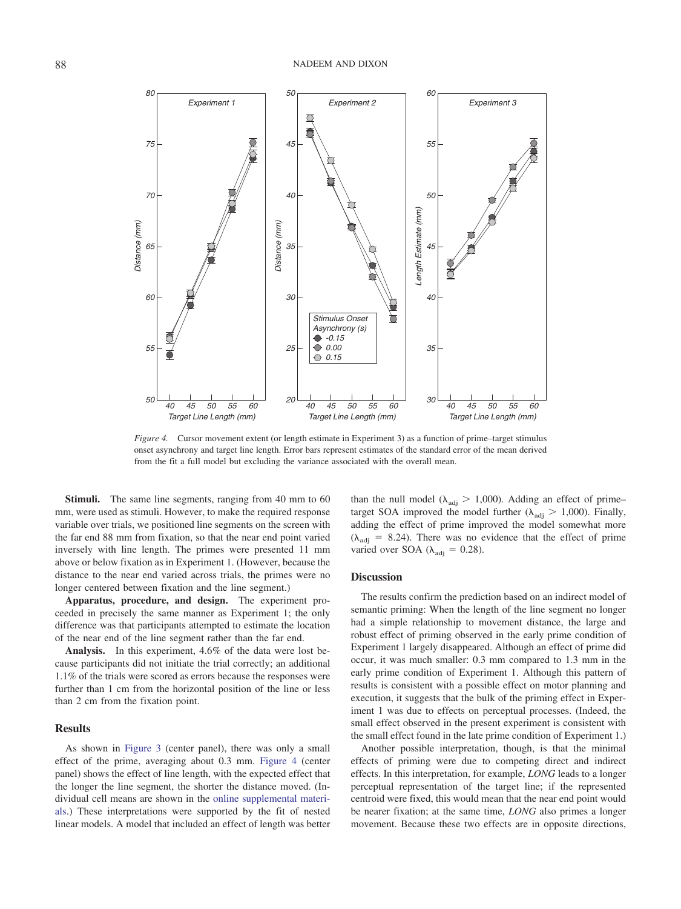*Figure 4.* Cursor movement extent (or length estimate in Experiment 3) as a function of prime–target stimulus onset asynchrony and target line length. Error bars represent estimates of the standard error of the mean derived from the fit a full model but excluding the variance associated with the overall mean.

**Stimuli.** The same line segments, ranging from 40 mm to 60 mm, were used as stimuli. However, to make the required response variable over trials, we positioned line segments on the screen with the far end 88 mm from fixation, so that the near end point varied inversely with line length. The primes were presented 11 mm above or below fixation as in Experiment 1. (However, because the distance to the near end varied across trials, the primes were no longer centered between fixation and the line segment.)

**Apparatus, procedure, and design.** The experiment proceeded in precisely the same manner as Experiment 1; the only difference was that participants attempted to estimate the location of the near end of the line segment rather than the far end.

**Analysis.** In this experiment, 4.6% of the data were lost because participants did not initiate the trial correctly; an additional 1.1% of the trials were scored as errors because the responses were further than 1 cm from the horizontal position of the line or less than 2 cm from the fixation point.

## Results

As shown in Figure 3 (center panel), there was only a small effect of the prime, averaging about 0.3 mm. Figure 4 (center panel) shows the effect of line length, with the expected effect that the longer the line segment, the shorter the distance moved. (Individual cell means are shown in the online supplemental materials.) These interpretations were supported by the fit of nested linear models. A model that included an effect of length was better than the null model ($\lambda_{adj} > 1{,}000$). Adding an effect of prime–target SOA improved the model further ($\lambda_{adj} > 1{,}000$). Finally, adding the effect of prime improved the model somewhat more ($\lambda_{adj} = 8.24$). There was no evidence that the effect of prime varied over SOA ($\lambda_{adj} = 0.28$).

## Discussion

The results confirm the prediction based on an indirect model of semantic priming: When the length of the line segment no longer had a simple relationship to movement distance, the large and robust effect of priming observed in the early prime condition of Experiment 1 largely disappeared. Although an effect of prime did occur, it was much smaller: 0.3 mm compared to 1.3 mm in the early prime condition of Experiment 1. Although this pattern of results is consistent with a possible effect on motor planning and execution, it suggests that the bulk of the priming effect in Experiment 1 was due to effects on perceptual processes. (Indeed, the small effect observed in the present experiment is consistent with the small effect found in the late prime condition of Experiment 1.)

Another possible interpretation, though, is that the minimal effects of priming were due to competing direct and indirect effects. In this interpretation, for example, *LONG* leads to a longer perceptual representation of the target line; if the represented centroid were fixed, this would mean that the near end point would be nearer fixation; at the same time, *LONG* also primes a longer movement. Because these two effects are in opposite directions,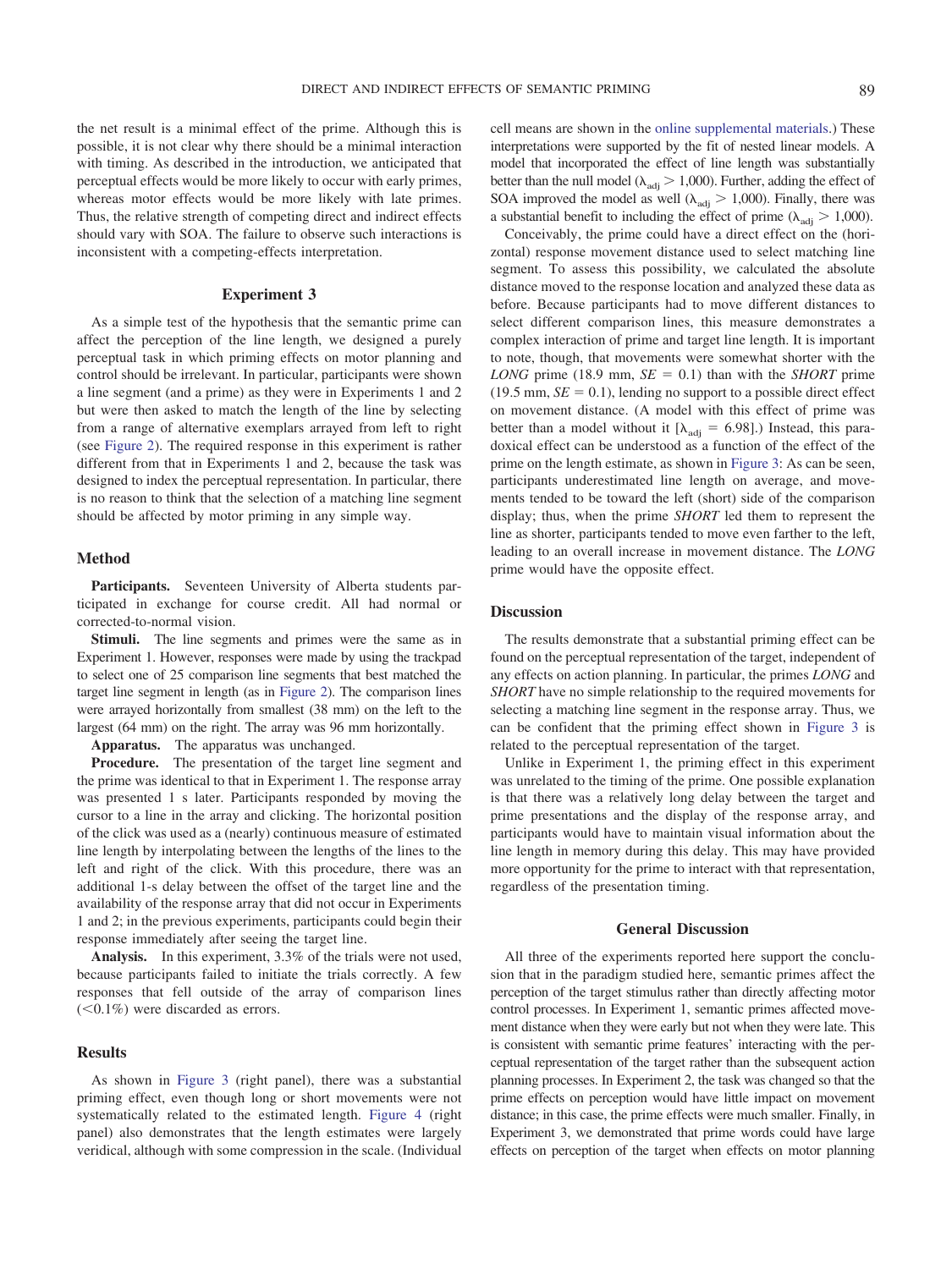the net result is a minimal effect of the prime. Although this is possible, it is not clear why there should be a minimal interaction with timing. As described in the introduction, we anticipated that perceptual effects would be more likely to occur with early primes, whereas motor effects would be more likely with late primes. Thus, the relative strength of competing direct and indirect effects should vary with SOA. The failure to observe such interactions is inconsistent with a competing-effects interpretation.

## Experiment 3

As a simple test of the hypothesis that the semantic prime can affect the perception of the line length, we designed a purely perceptual task in which priming effects on motor planning and control should be irrelevant. In particular, participants were shown a line segment (and a prime) as they were in Experiments 1 and 2 but were then asked to match the length of the line by selecting from a range of alternative exemplars arrayed from left to right (see Figure 2). The required response in this experiment is rather different from that in Experiments 1 and 2, because the task was designed to index the perceptual representation. In particular, there is no reason to think that the selection of a matching line segment should be affected by motor priming in any simple way.

### Method

**Participants.** Seventeen University of Alberta students participated in exchange for course credit. All had normal or corrected-to-normal vision.

**Stimuli.** The line segments and primes were the same as in Experiment 1. However, responses were made by using the trackpad to select one of 25 comparison line segments that best matched the target line segment in length (as in Figure 2). The comparison lines were arrayed horizontally from smallest (38 mm) on the left to the largest (64 mm) on the right. The array was 96 mm horizontally.

**Apparatus.** The apparatus was unchanged.

**Procedure.** The presentation of the target line segment and the prime was identical to that in Experiment 1. The response array was presented 1 s later. Participants responded by moving the cursor to a line in the array and clicking. The horizontal position of the click was used as a (nearly) continuous measure of estimated line length by interpolating between the lengths of the lines to the left and right of the click. With this procedure, there was an additional 1-s delay between the offset of the target line and the availability of the response array that did not occur in Experiments 1 and 2; in the previous experiments, participants could begin their response immediately after seeing the target line.

**Analysis.** In this experiment, 3.3% of the trials were not used, because participants failed to initiate the trials correctly. A few responses that fell outside of the array of comparison lines (<0.1%) were discarded as errors.

### Results

As shown in Figure 3 (right panel), there was a substantial priming effect, even though long or short movements were not systematically related to the estimated length. Figure 4 (right panel) also demonstrates that the length estimates were largely veridical, although with some compression in the scale. (Individual cell means are shown in the online supplemental materials.) These interpretations were supported by the fit of nested linear models. A model that incorporated the effect of line length was substantially better than the null model ($\lambda_{adj} > 1{,}000$). Further, adding the effect of SOA improved the model as well ($\lambda_{adj} > 1{,}000$). Finally, there was a substantial benefit to including the effect of prime ($\lambda_{adj} > 1{,}000$).

Conceivably, the prime could have a direct effect on the (horizontal) response movement distance used to select matching line segment. To assess this possibility, we calculated the absolute distance moved to the response location and analyzed these data as before. Because participants had to move different distances to select different comparison lines, this measure demonstrates a complex interaction of prime and target line length. It is important to note, though, that movements were somewhat shorter with the *LONG* prime (18.9 mm, $SE = 0.1$) than with the *SHORT* prime (19.5 mm, $SE = 0.1$), lending no support to a possible direct effect on movement distance. (A model with this effect of prime was better than a model without it [$\lambda_{adj} = 6.98$].) Instead, this paradoxical effect can be understood as a function of the effect of the prime on the length estimate, as shown in Figure 3: As can be seen, participants underestimated line length on average, and movements tended to be toward the left (short) side of the comparison display; thus, when the prime *SHORT* led them to represent the line as shorter, participants tended to move even farther to the left, leading to an overall increase in movement distance. The *LONG* prime would have the opposite effect.

### Discussion

The results demonstrate that a substantial priming effect can be found on the perceptual representation of the target, independent of any effects on action planning. In particular, the primes *LONG* and *SHORT* have no simple relationship to the required movements for selecting a matching line segment in the response array. Thus, we can be confident that the priming effect shown in Figure 3 is related to the perceptual representation of the target.

Unlike in Experiment 1, the priming effect in this experiment was unrelated to the timing of the prime. One possible explanation is that there was a relatively long delay between the target and prime presentations and the display of the response array, and participants would have to maintain visual information about the line length in memory during this delay. This may have provided more opportunity for the prime to interact with that representation, regardless of the presentation timing.

## General Discussion

All three of the experiments reported here support the conclusion that in the paradigm studied here, semantic primes affect the perception of the target stimulus rather than directly affecting motor control processes. In Experiment 1, semantic primes affected movement distance when they were early but not when they were late. This is consistent with semantic prime features' interacting with the perceptual representation of the target rather than the subsequent action planning processes. In Experiment 2, the task was changed so that the prime effects on perception would have little impact on movement distance; in this case, the prime effects were much smaller. Finally, in Experiment 3, we demonstrated that prime words could have large effects on perception of the target when effects on motor planning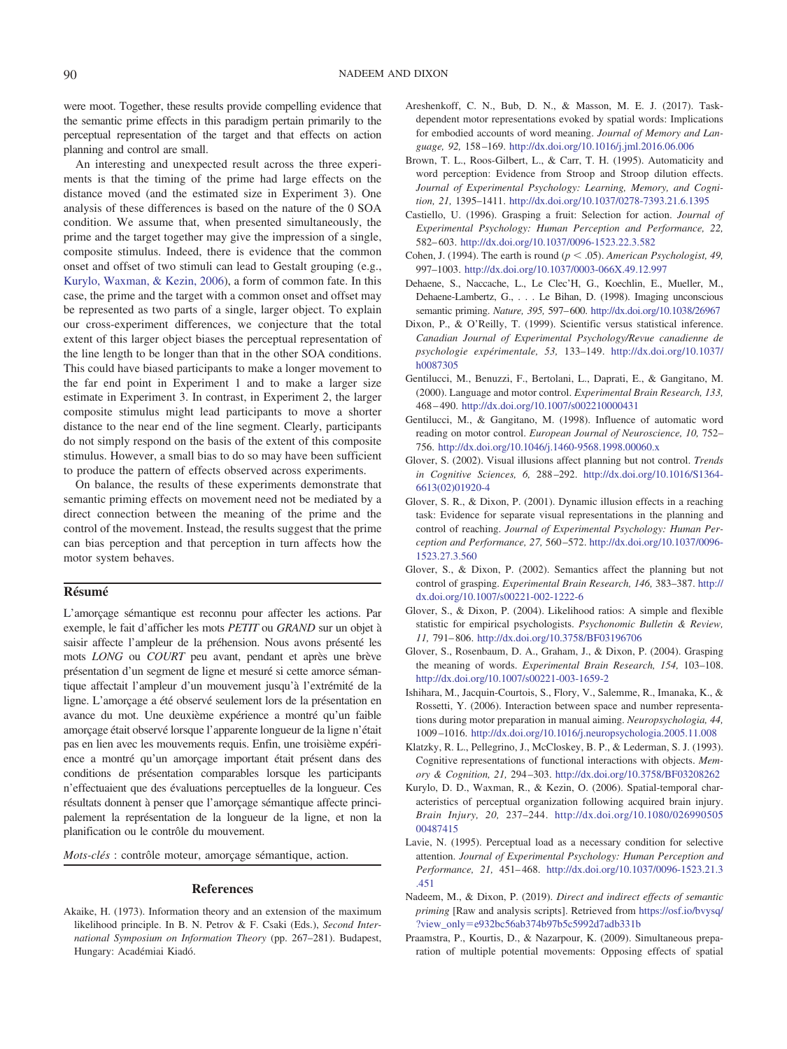were moot. Together, these results provide compelling evidence that the semantic prime effects in this paradigm pertain primarily to the perceptual representation of the target and that effects on action planning and control are small.

An interesting and unexpected result across the three experiments is that the timing of the prime had large effects on the distance moved (and the estimated size in Experiment 3). One analysis of these differences is based on the nature of the 0 SOA condition. We assume that, when presented simultaneously, the prime and the target together may give the impression of a single, composite stimulus. Indeed, there is evidence that the common onset and offset of two stimuli can lead to Gestalt grouping (e.g., Kurylo, Waxman, & Kezin, 2006), a form of common fate. In this case, the prime and the target with a common onset and offset may be represented as two parts of a single, larger object. To explain our cross-experiment differences, we conjecture that the total extent of this larger object biases the perceptual representation of the line length to be longer than that in the other SOA conditions. This could have biased participants to make a longer movement to the far end point in Experiment 1 and to make a larger size estimate in Experiment 3. In contrast, in Experiment 2, the larger composite stimulus might lead participants to move a shorter distance to the near end of the line segment. Clearly, participants do not simply respond on the basis of the extent of this composite stimulus. However, a small bias to do so may have been sufficient to produce the pattern of effects observed across experiments.

On balance, the results of these experiments demonstrate that semantic priming effects on movement need not be mediated by a direct connection between the meaning of the prime and the control of the movement. Instead, the results suggest that the prime can bias perception and that perception in turn affects how the motor system behaves.

## Résumé

L'amorçage sémantique est reconnu pour affecter les actions. Par exemple, le fait d'afficher les mots *PETIT* ou *GRAND* sur un objet à saisir affecte l'ampleur de la préhension. Nous avons présenté les mots *LONG* ou *COURT* peu avant, pendant et après une brève présentation d'un segment de ligne et mesuré si cette amorce sémantique affectait l'ampleur d'un mouvement jusqu'à l'extrémité de la ligne. L'amorçage a été observé seulement lors de la présentation en avance du mot. Une deuxième expérience a montré qu'un faible amorçage était observé lorsque l'apparente longueur de la ligne n'était pas en lien avec les mouvements requis. Enfin, une troisième expérience a montré qu'un amorçage important était présent dans des conditions de présentation comparables lorsque les participants n'effectuaient que des évaluations perceptuelles de la longueur. Ces résultats donnent à penser que l'amorçage sémantique affecte principalement la représentation de la longueur de la ligne, et non la planification ou le contrôle du mouvement.

*Mots-clés* : contrôle moteur, amorçage sémantique, action.

## References

Akaike, H. (1973). Information theory and an extension of the maximum likelihood principle. In B. N. Petrov & F. Csaki (Eds.), *Second International Symposium on Information Theory* (pp. 267–281). Budapest, Hungary: Académiai Kiadó.

Areshenkoff, C. N., Bub, D. N., & Masson, M. E. J. (2017). Task-dependent motor representations evoked by spatial words: Implications for embodied accounts of word meaning. *Journal of Memory and Language, 92,* 158–169. http://dx.doi.org/10.1016/j.jml.2016.06.006

Brown, T. L., Roos-Gilbert, L., & Carr, T. H. (1995). Automaticity and word perception: Evidence from Stroop and Stroop dilution effects. *Journal of Experimental Psychology: Learning, Memory, and Cognition, 21,* 1395–1411. http://dx.doi.org/10.1037/0278-7393.21.6.1395

Castiello, U. (1996). Grasping a fruit: Selection for action. *Journal of Experimental Psychology: Human Perception and Performance, 22,* 582–603. http://dx.doi.org/10.1037/0096-1523.22.3.582

Cohen, J. (1994). The earth is round ($p < .05$). *American Psychologist, 49,* 997–1003. http://dx.doi.org/10.1037/0003-066X.49.12.997

Dehaene, S., Naccache, L., Le Clec'H, G., Koechlin, E., Mueller, M., Dehaene-Lambertz, G., . . . Le Bihan, D. (1998). Imaging unconscious semantic priming. *Nature, 395,* 597–600. http://dx.doi.org/10.1038/26967

Dixon, P., & O'Reilly, T. (1999). Scientific versus statistical inference. *Canadian Journal of Experimental Psychology/Revue canadienne de psychologie expérimentale, 53,* 133–149. http://dx.doi.org/10.1037/h0087305

Gentilucci, M., Benuzzi, F., Bertolani, L., Daprati, E., & Gangitano, M. (2000). Language and motor control. *Experimental Brain Research, 133,* 468–490. http://dx.doi.org/10.1007/s002210000431

Gentilucci, M., & Gangitano, M. (1998). Influence of automatic word reading on motor control. *European Journal of Neuroscience, 10,* 752–756. http://dx.doi.org/10.1046/j.1460-9568.1998.00060.x

Glover, S. (2002). Visual illusions affect planning but not control. *Trends in Cognitive Sciences, 6,* 288–292. http://dx.doi.org/10.1016/S1364-6613(02)01920-4

Glover, S. R., & Dixon, P. (2001). Dynamic illusion effects in a reaching task: Evidence for separate visual representations in the planning and control of reaching. *Journal of Experimental Psychology: Human Perception and Performance, 27,* 560–572. http://dx.doi.org/10.1037/0096-1523.27.3.560

Glover, S., & Dixon, P. (2002). Semantics affect the planning but not control of grasping. *Experimental Brain Research, 146,* 383–387. http://dx.doi.org/10.1007/s00221-002-1222-6

Glover, S., & Dixon, P. (2004). Likelihood ratios: A simple and flexible statistic for empirical psychologists. *Psychonomic Bulletin & Review, 11,* 791–806. http://dx.doi.org/10.3758/BF03196706

Glover, S., Rosenbaum, D. A., Graham, J., & Dixon, P. (2004). Grasping the meaning of words. *Experimental Brain Research, 154,* 103–108. http://dx.doi.org/10.1007/s00221-003-1659-2

Ishihara, M., Jacquin-Courtois, S., Flory, V., Salemme, R., Imanaka, K., & Rossetti, Y. (2006). Interaction between space and number representations during motor preparation in manual aiming. *Neuropsychologia, 44,* 1009–1016. http://dx.doi.org/10.1016/j.neuropsychologia.2005.11.008

Klatzky, R. L., Pellegrino, J., McCloskey, B. P., & Lederman, S. J. (1993). Cognitive representations of functional interactions with objects. *Memory & Cognition, 21,* 294–303. http://dx.doi.org/10.3758/BF03208262

Kurylo, D. D., Waxman, R., & Kezin, O. (2006). Spatial-temporal characteristics of perceptual organization following acquired brain injury. *Brain Injury, 20,* 237–244. http://dx.doi.org/10.1080/02699050500487415

Lavie, N. (1995). Perceptual load as a necessary condition for selective attention. *Journal of Experimental Psychology: Human Perception and Performance, 21,* 451–468. http://dx.doi.org/10.1037/0096-1523.21.3.451

Nadeem, M., & Dixon, P. (2019). *Direct and indirect effects of semantic priming* [Raw and analysis scripts]. Retrieved from https://osf.io/bvysq/?view_only=e932bc56ab374b97b5c5992d7adb331b

Praamstra, P., Kourtis, D., & Nazarpour, K. (2009). Simultaneous preparation of multiple potential movements: Opposing effects of spatial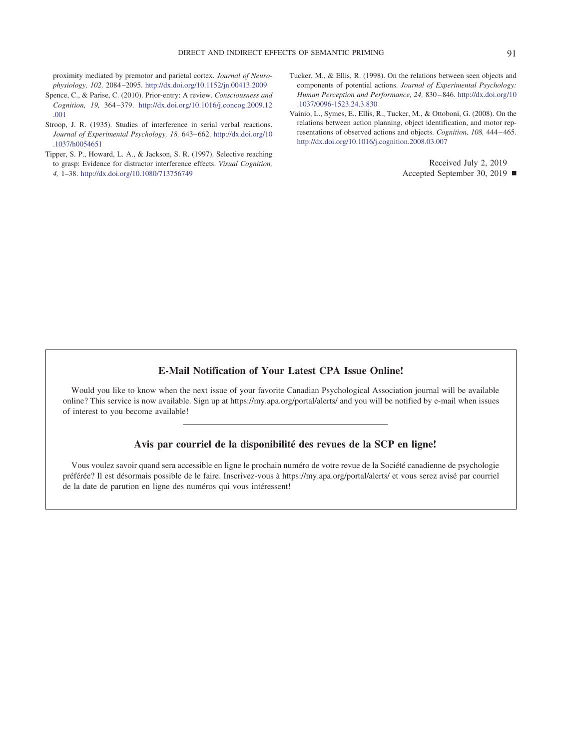proximity mediated by premotor and parietal cortex. *Journal of Neurophysiology, 102,* 2084–2095. http://dx.doi.org/10.1152/jn.00413.2009

Spence, C., & Parise, C. (2010). Prior-entry: A review. *Consciousness and Cognition, 19,* 364–379. http://dx.doi.org/10.1016/j.concog.2009.12.001

Stroop, J. R. (1935). Studies of interference in serial verbal reactions. *Journal of Experimental Psychology, 18,* 643–662. http://dx.doi.org/10.1037/h0054651

Tipper, S. P., Howard, L. A., & Jackson, S. R. (1997). Selective reaching to grasp: Evidence for distractor interference effects. *Visual Cognition, 4,* 1–38. http://dx.doi.org/10.1080/713756749

Tucker, M., & Ellis, R. (1998). On the relations between seen objects and components of potential actions. *Journal of Experimental Psychology: Human Perception and Performance, 24,* 830–846. http://dx.doi.org/10.1037/0096-1523.24.3.830

Vainio, L., Symes, E., Ellis, R., Tucker, M., & Ottoboni, G. (2008). On the relations between action planning, object identification, and motor representations of observed actions and objects. *Cognition, 108,* 444–465. http://dx.doi.org/10.1016/j.cognition.2008.03.007

Received July 2, 2019
Accepted September 30, 2019 ■

## E-Mail Notification of Your Latest CPA Issue Online!

Would you like to know when the next issue of your favorite Canadian Psychological Association journal will be available online? This service is now available. Sign up at https://my.apa.org/portal/alerts/ and you will be notified by e-mail when issues of interest to you become available!

---

## Avis par courriel de la disponibilité des revues de la SCP en ligne!

Vous voulez savoir quand sera accessible en ligne le prochain numéro de votre revue de la Société canadienne de psychologie préférée? Il est désormais possible de le faire. Inscrivez-vous à https://my.apa.org/portal/alerts/ et vous serez avisé par courriel de la date de parution en ligne des numéros qui vous intéressent!